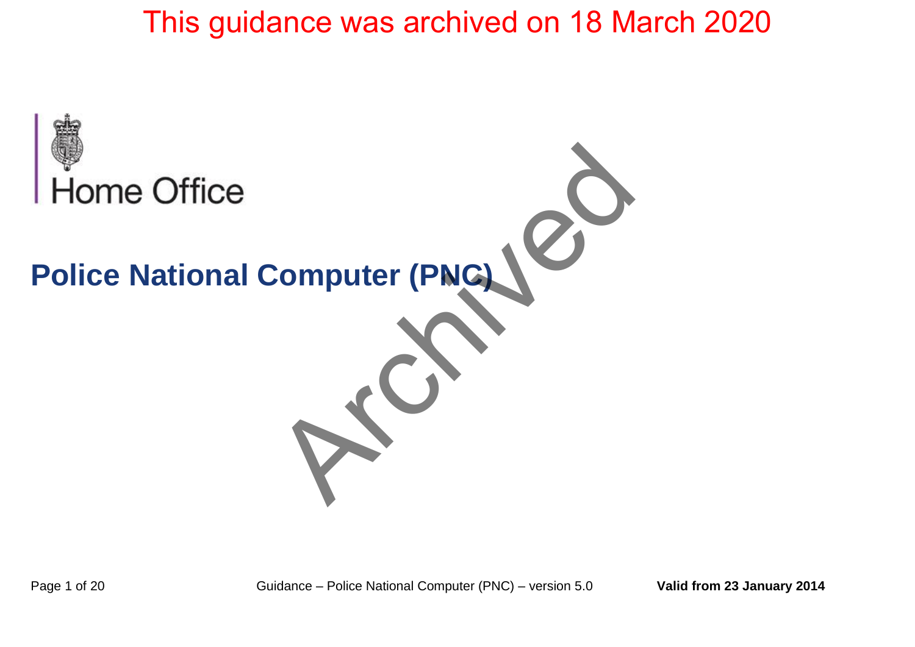This guidance was archived on 18 March 2020

Home Office

# Police National Computer (PNC)

Archived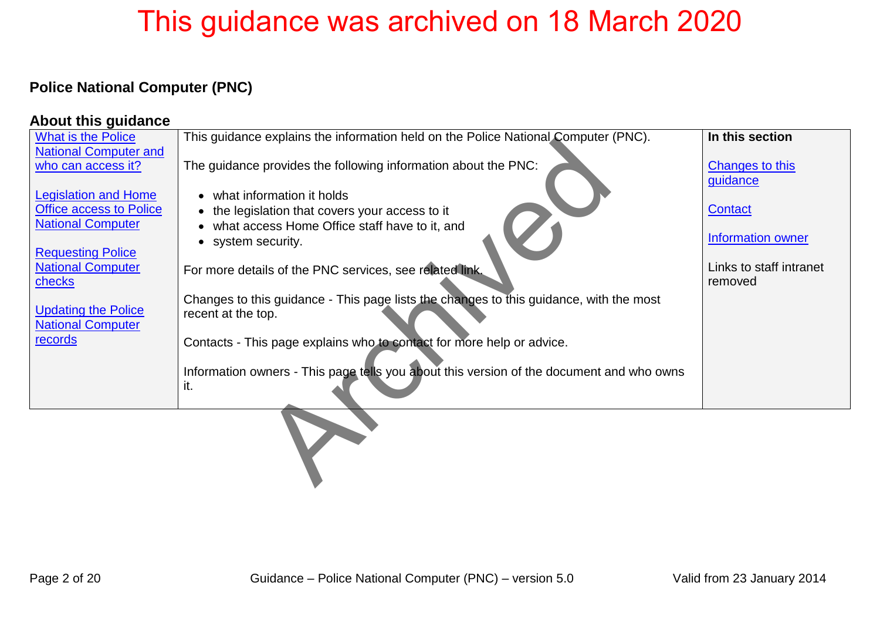This guidance was archived on 18 March 2020

## Police National Computer (PNC)

### About this guidance

| | | |
|---|---|---|
| What is the Police National Computer and who can access it?<br><br>Legislation and Home Office access to Police National Computer<br><br>Requesting Police National Computer checks<br><br>Updating the Police National Computer records | This guidance explains the information held on the Police National Computer (PNC).<br><br>The guidance provides the following information about the PNC:<br><br>• what information it holds<br>• the legislation that covers your access to it<br>• what access Home Office staff have to it, and<br>• system security.<br><br>For more details of the PNC services, see related link.<br><br>Changes to this guidance - This page lists the changes to this guidance, with the most recent at the top.<br><br>Contacts - This page explains who to contact for more help or advice.<br><br>Information owners - This page tells you about this version of the document and who owns it. | **In this section**<br><br>Changes to this guidance<br><br>Contact<br><br>Information owner<br><br>Links to staff intranet removed |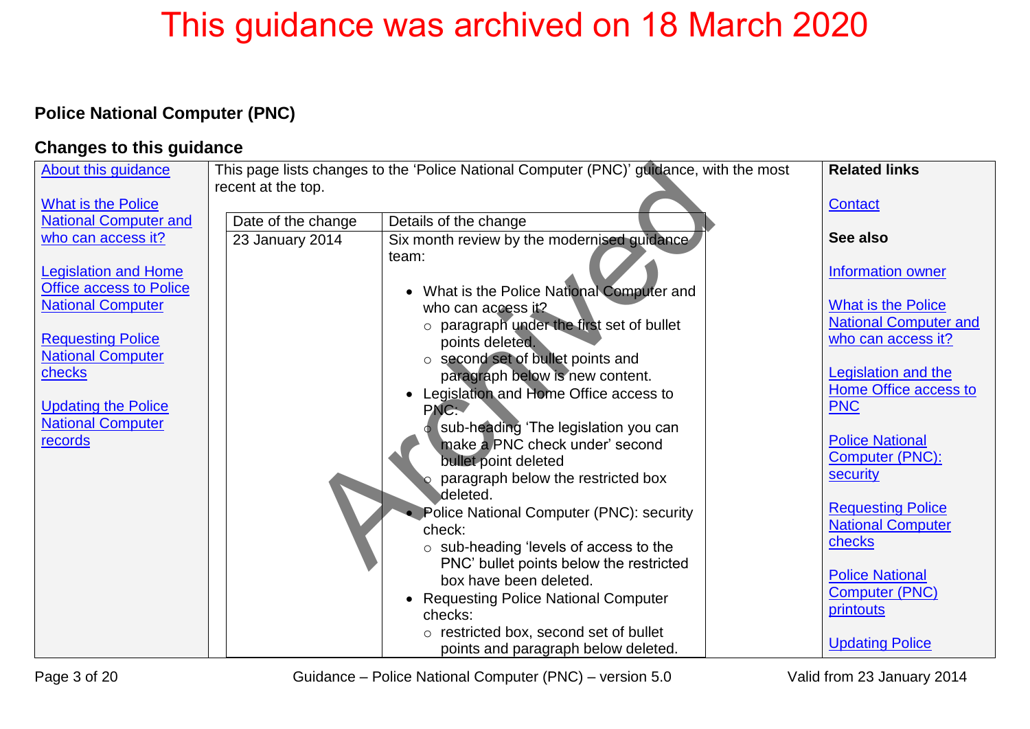This guidance was archived on 18 March 2020

## Police National Computer (PNC)

### Changes to this guidance

About this guidance

What is the Police National Computer and who can access it?

Legislation and Home Office access to Police National Computer

Requesting Police National Computer checks

Updating the Police National Computer records

This page lists changes to the 'Police National Computer (PNC)' guidance, with the most recent at the top.

| Date of the change | Details of the change |
|---|---|
| 23 January 2014 | Six month review by the modernised guidance team:<br><br>• What is the Police National Computer and who can access it?<br>&nbsp;&nbsp;○ paragraph under the first set of bullet points deleted.<br>&nbsp;&nbsp;○ second set of bullet points and paragraph below is new content.<br>• Legislation and Home Office access to PNC:<br>&nbsp;&nbsp;○ sub-heading 'The legislation you can make a PNC check under' second bullet point deleted<br>&nbsp;&nbsp;○ paragraph below the restricted box deleted.<br>• Police National Computer (PNC): security check:<br>&nbsp;&nbsp;○ sub-heading 'levels of access to the PNC' bullet points below the restricted box have been deleted.<br>• Requesting Police National Computer checks:<br>&nbsp;&nbsp;○ restricted box, second set of bullet points and paragraph below deleted. |

**Related links**

Contact

**See also**

Information owner

What is the Police National Computer and who can access it?

Legislation and the Home Office access to PNC

Police National Computer (PNC): security

Requesting Police National Computer checks

Police National Computer (PNC) printouts

Updating Police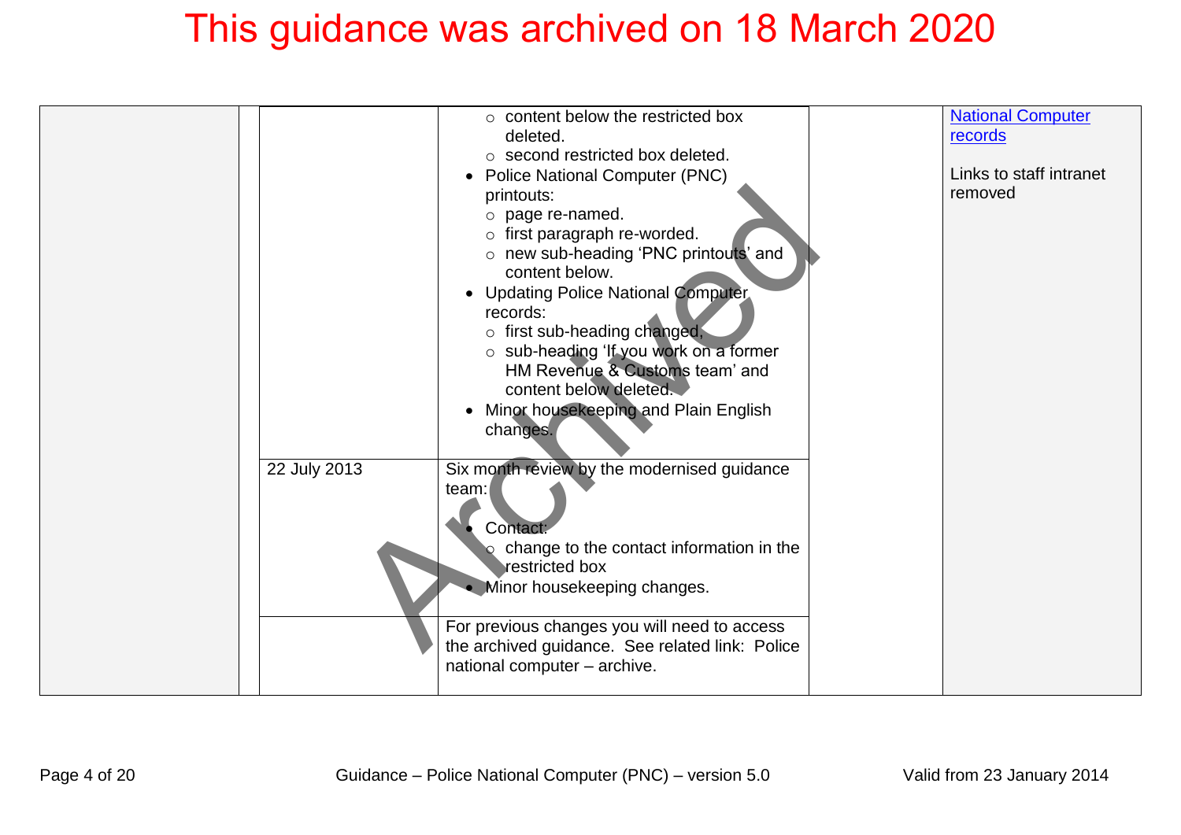This guidance was archived on 18 March 2020

| | | | | | |
|---|---|---|---|---|---|
| | | | ○ content below the restricted box deleted.<br>○ second restricted box deleted.<br>• Police National Computer (PNC) printouts:<br>○ page re-named.<br>○ first paragraph re-worded.<br>○ new sub-heading 'PNC printouts' and content below.<br>• Updating Police National Computer records:<br>○ first sub-heading changed,<br>○ sub-heading 'If you work on a former HM Revenue & Customs team' and content below deleted.<br>• Minor housekeeping and Plain English changes. | | National Computer records<br><br>Links to staff intranet removed |
| | | 22 July 2013 | Six month review by the modernised guidance team:<br><br>• Contact:<br>○ change to the contact information in the restricted box<br>• Minor housekeeping changes. | | |
| | | | For previous changes you will need to access the archived guidance. See related link: Police national computer – archive. | | |

Archived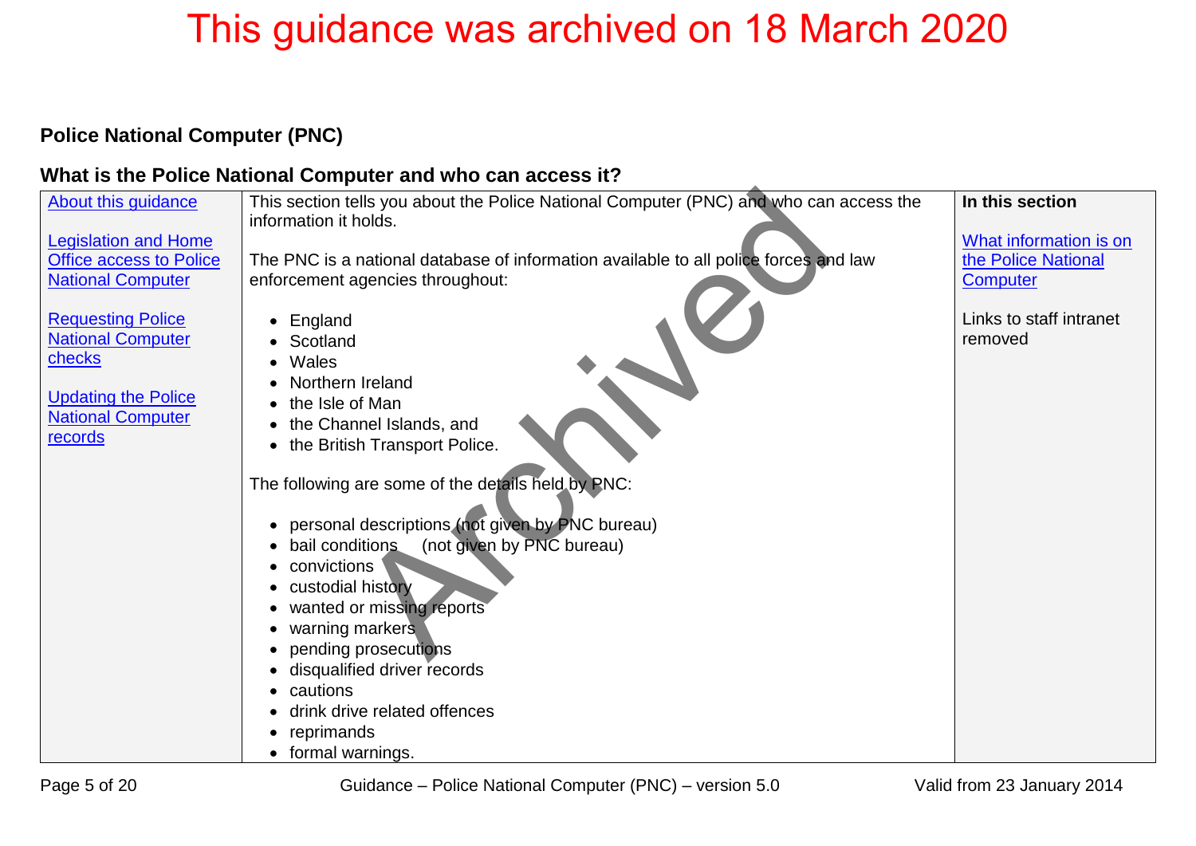This guidance was archived on 18 March 2020

**Police National Computer (PNC)**

## What is the Police National Computer and who can access it?

| | | |
|---|---|---|
| About this guidance<br><br>Legislation and Home Office access to Police National Computer<br><br>Requesting Police National Computer checks<br><br>Updating the Police National Computer records | This section tells you about the Police National Computer (PNC) and who can access the information it holds.<br><br>The PNC is a national database of information available to all police forces and law enforcement agencies throughout:<br><br>• England<br>• Scotland<br>• Wales<br>• Northern Ireland<br>• the Isle of Man<br>• the Channel Islands, and<br>• the British Transport Police.<br><br>The following are some of the details held by PNC:<br><br>• personal descriptions (not given by PNC bureau)<br>• bail conditions (not given by PNC bureau)<br>• convictions<br>• custodial history<br>• wanted or missing reports<br>• warning markers<br>• pending prosecutions<br>• disqualified driver records<br>• cautions<br>• drink drive related offences<br>• reprimands<br>• formal warnings. | **In this section**<br><br>What information is on the Police National Computer<br><br>Links to staff intranet removed |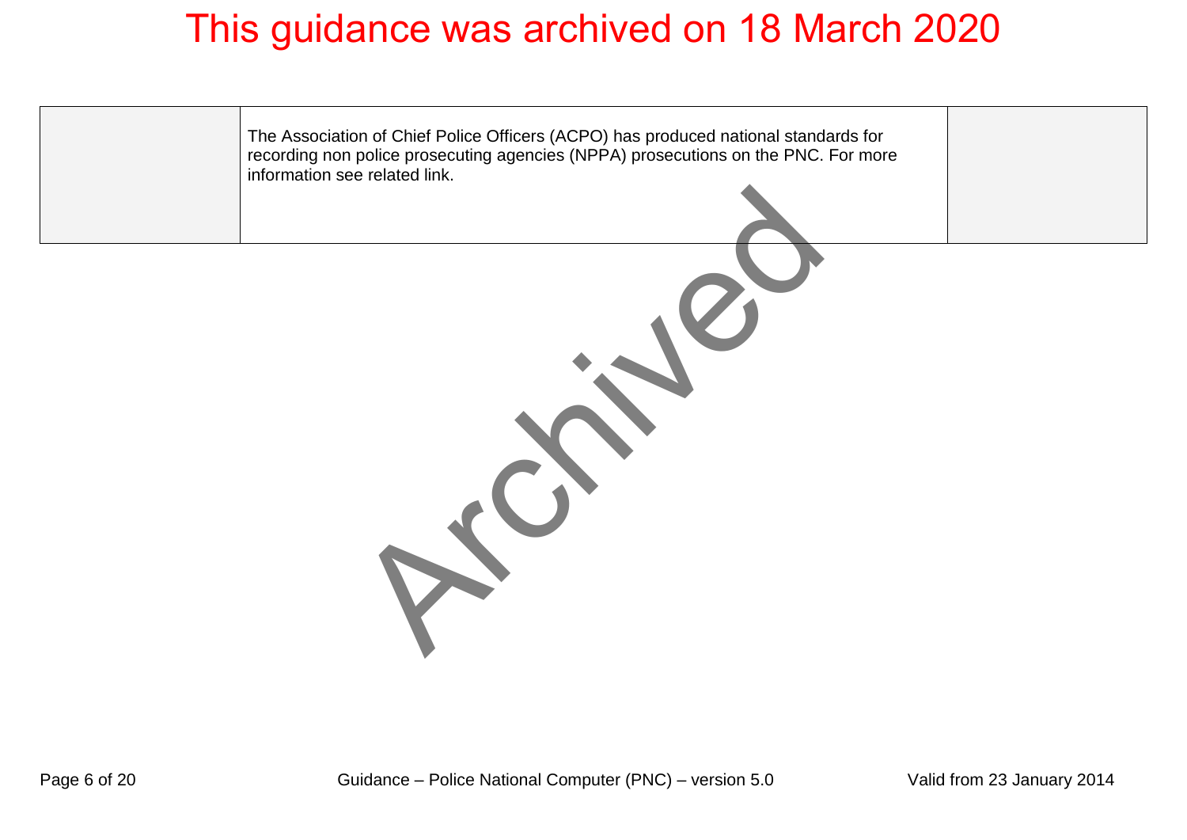# This guidance was archived on 18 March 2020

| | | |
|---|---|---|
| | The Association of Chief Police Officers (ACPO) has produced national standards for recording non police prosecuting agencies (NPPA) prosecutions on the PNC. For more information see related link. | |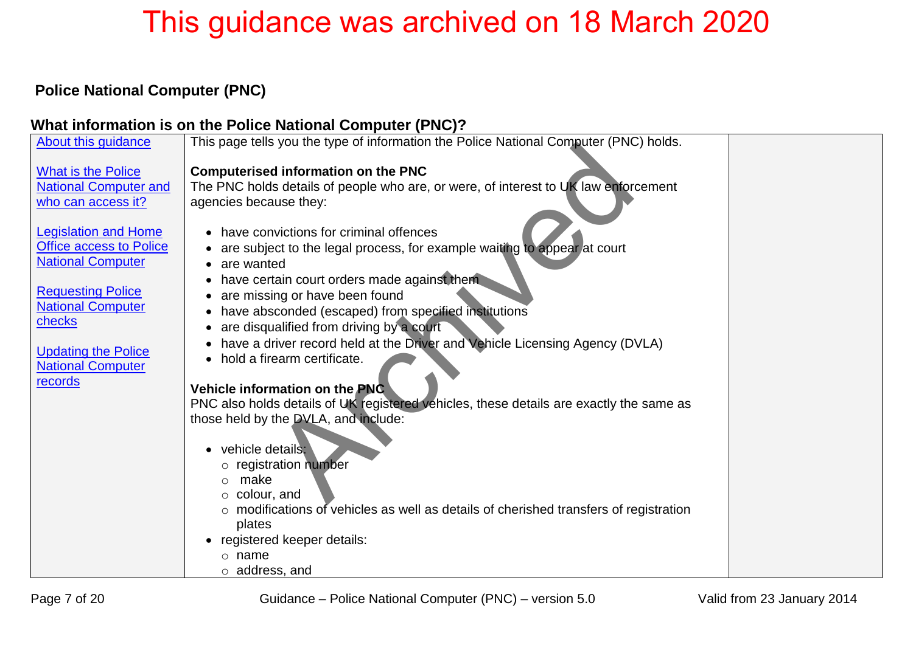This guidance was archived on 18 March 2020

**Police National Computer (PNC)**

## What information is on the Police National Computer (PNC)?

| | | |
|---|---|---|
| About this guidance<br><br>What is the Police National Computer and who can access it?<br><br>Legislation and Home Office access to Police National Computer<br><br>Requesting Police National Computer checks<br><br>Updating the Police National Computer records | This page tells you the type of information the Police National Computer (PNC) holds.<br><br>**Computerised information on the PNC**<br>The PNC holds details of people who are, or were, of interest to UK law enforcement agencies because they:<br><br>• have convictions for criminal offences<br>• are subject to the legal process, for example waiting to appear at court<br>• are wanted<br>• have certain court orders made against them<br>• are missing or have been found<br>• have absconded (escaped) from specified institutions<br>• are disqualified from driving by a court<br>• have a driver record held at the Driver and Vehicle Licensing Agency (DVLA)<br>• hold a firearm certificate.<br><br>**Vehicle information on the PNC**<br>PNC also holds details of UK registered vehicles, these details are exactly the same as those held by the DVLA, and include:<br><br>• vehicle details:<br>&nbsp;&nbsp;&nbsp;&nbsp;○ registration number<br>&nbsp;&nbsp;&nbsp;&nbsp;○ make<br>&nbsp;&nbsp;&nbsp;&nbsp;○ colour, and<br>&nbsp;&nbsp;&nbsp;&nbsp;○ modifications of vehicles as well as details of cherished transfers of registration plates<br>• registered keeper details:<br>&nbsp;&nbsp;&nbsp;&nbsp;○ name<br>&nbsp;&nbsp;&nbsp;&nbsp;○ address, and | |

Guidance – Police National Computer (PNC) – version 5.0

Valid from 23 January 2014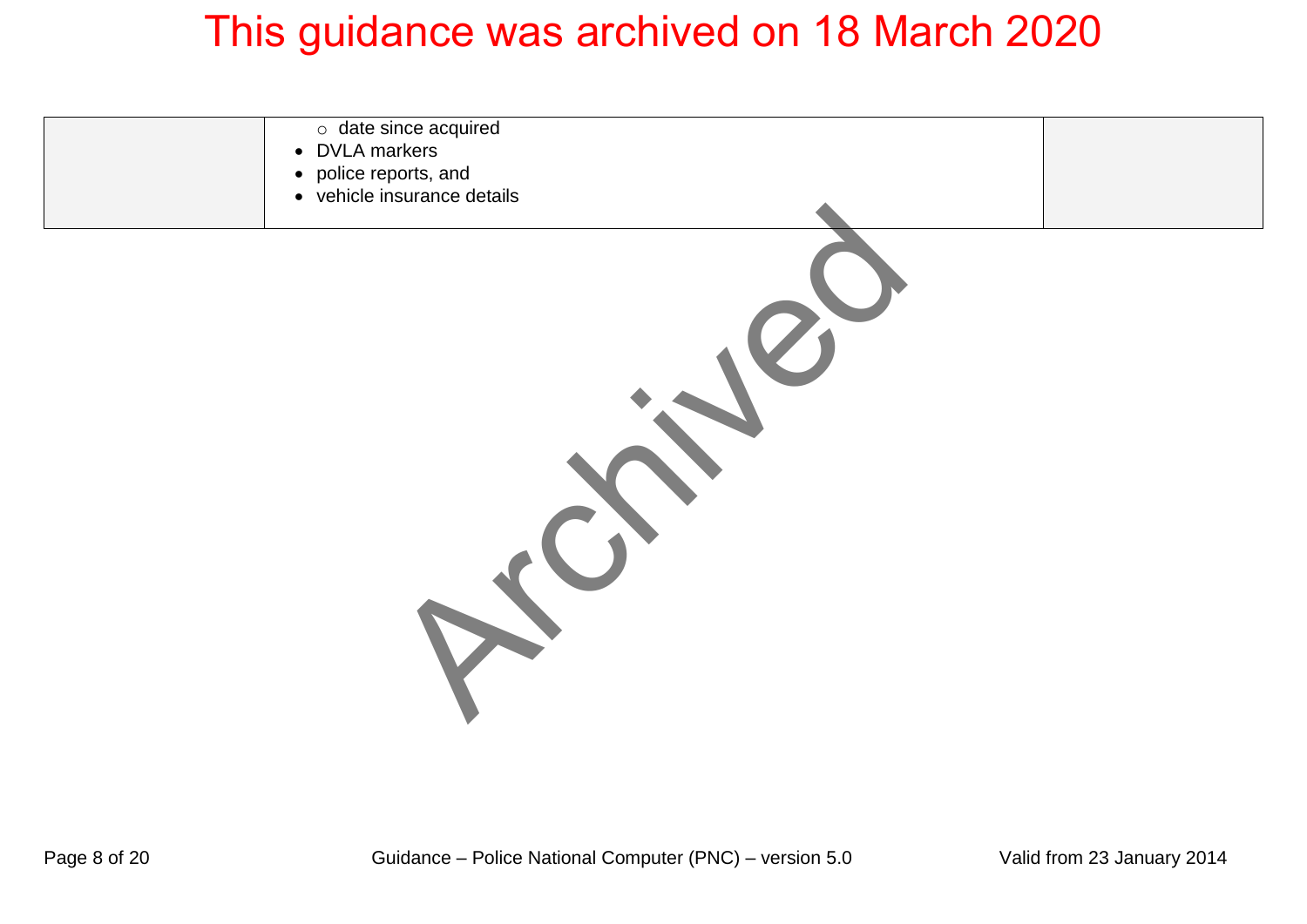This guidance was archived on 18 March 2020

| | | |
|---|---|---|
| | ○ date since acquired<br>• DVLA markers<br>• police reports, and<br>• vehicle insurance details | |

Archived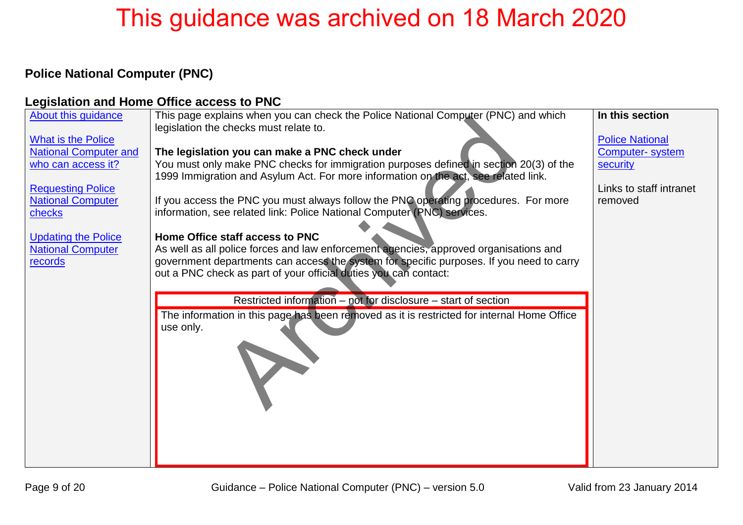This guidance was archived on 18 March 2020

# Police National Computer (PNC)

## Legislation and Home Office access to PNC

| About this guidance<br><br>What is the Police National Computer and who can access it?<br><br>Requesting Police National Computer checks<br><br>Updating the Police National Computer records | This page explains when you can check the Police National Computer (PNC) and which legislation the checks must relate to.<br><br>**The legislation you can make a PNC check under**<br>You must only make PNC checks for immigration purposes defined in section 20(3) of the 1999 Immigration and Asylum Act. For more information on the act, see related link.<br><br>If you access the PNC you must always follow the PNC operating procedures. For more information, see related link: Police National Computer (PNC) services.<br><br>**Home Office staff access to PNC**<br>As well as all police forces and law enforcement agencies, approved organisations and government departments can access the system for specific purposes. If you need to carry out a PNC check as part of your official duties you can contact:<br><br>Restricted information – not for disclosure – start of section<br><br>The information in this page has been removed as it is restricted for internal Home Office use only. | **In this section**<br><br>Police National Computer- system security<br><br>Links to staff intranet removed |
|---|---|---|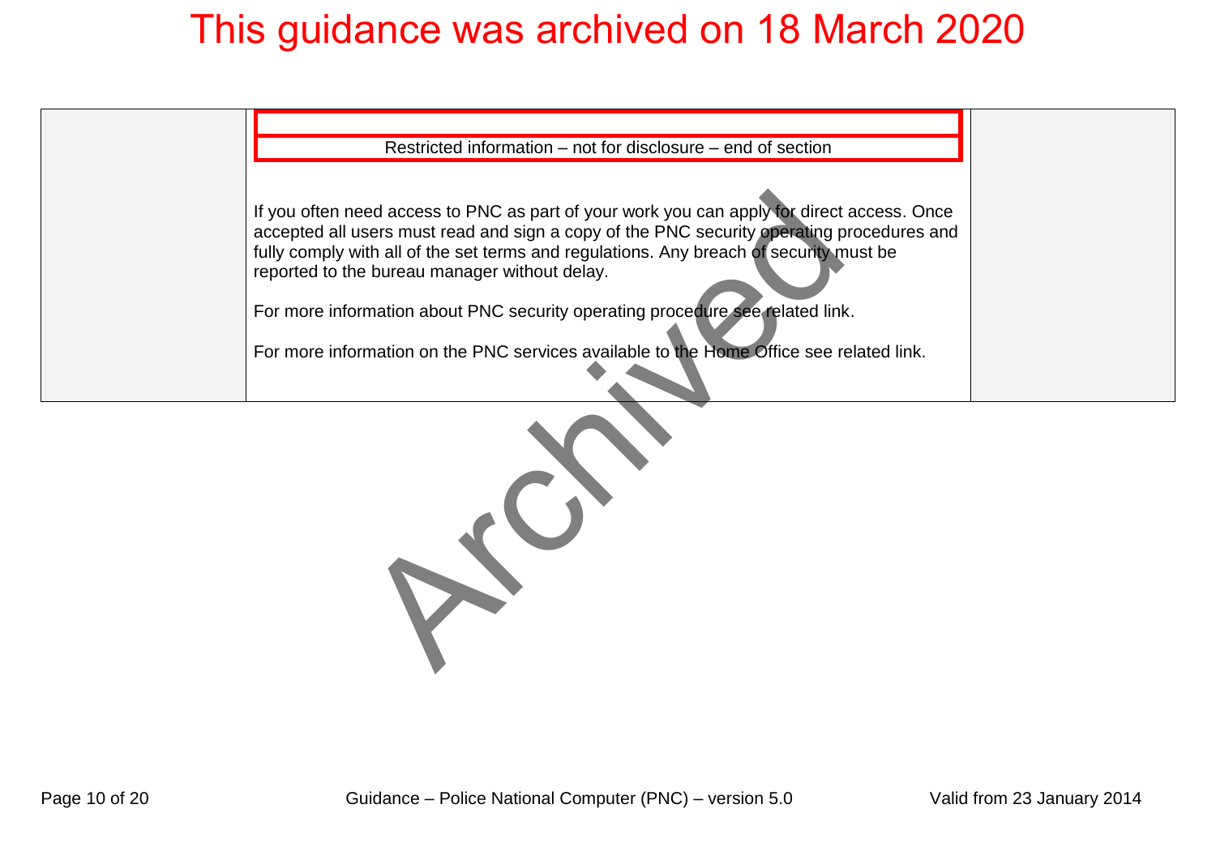This guidance was archived on 18 March 2020

Restricted information – not for disclosure – end of section

If you often need access to PNC as part of your work you can apply for direct access. Once accepted all users must read and sign a copy of the PNC security operating procedures and fully comply with all of the set terms and regulations. Any breach of security must be reported to the bureau manager without delay.

For more information about PNC security operating procedure see related link.

For more information on the PNC services available to the Home Office see related link.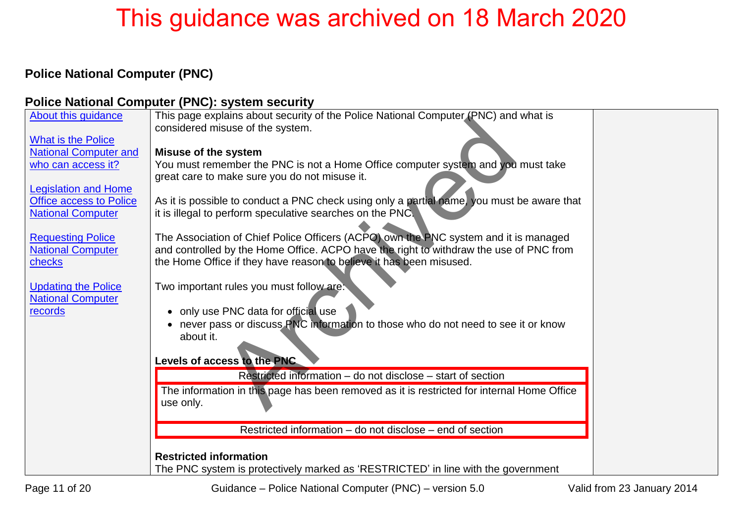This guidance was archived on 18 March 2020

**Police National Computer (PNC)**

## Police National Computer (PNC): system security

| | | |
|---|---|---|
| [About this guidance](#)<br><br>[What is the Police National Computer and who can access it?](#)<br><br>[Legislation and Home Office access to Police National Computer](#)<br><br>[Requesting Police National Computer checks](#)<br><br>[Updating the Police National Computer records](#) | This page explains about security of the Police National Computer (PNC) and what is considered misuse of the system.<br><br>**Misuse of the system**<br>You must remember the PNC is not a Home Office computer system and you must take great care to make sure you do not misuse it.<br><br>As it is possible to conduct a PNC check using only a partial name, you must be aware that it is illegal to perform speculative searches on the PNC.<br><br>The Association of Chief Police Officers (ACPO) own the PNC system and it is managed and controlled by the Home Office. ACPO have the right to withdraw the use of PNC from the Home Office if they have reason to believe it has been misused.<br><br>Two important rules you must follow are:<br><br>• only use PNC data for official use<br>• never pass or discuss PNC information to those who do not need to see it or know about it.<br><br>**Levels of access to the PNC**<br><br>Restricted information – do not disclose – start of section<br><br>The information in this page has been removed as it is restricted for internal Home Office use only.<br><br>Restricted information – do not disclose – end of section<br><br>**Restricted information**<br>The PNC system is protectively marked as 'RESTRICTED' in line with the government | |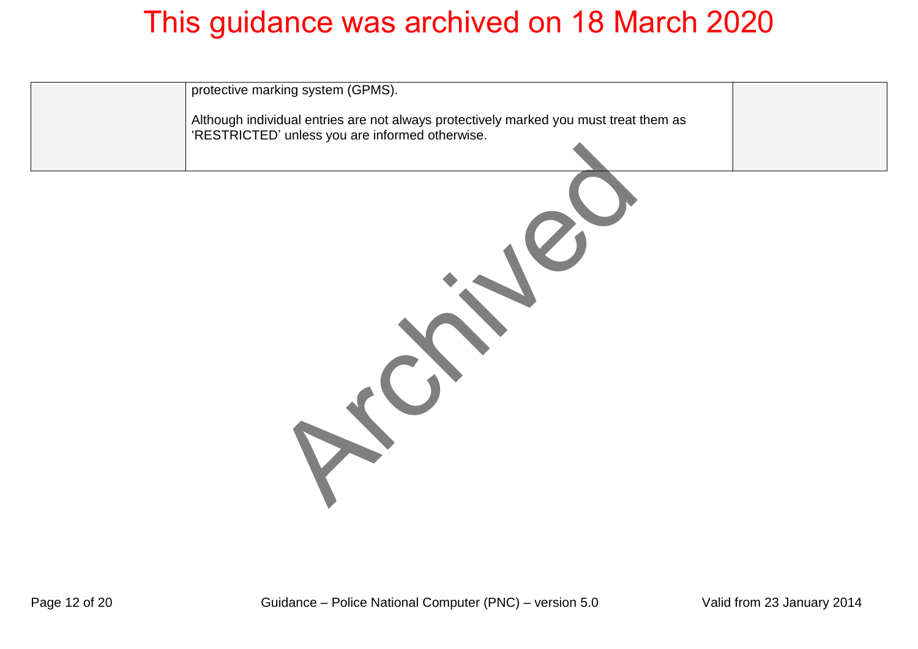This guidance was archived on 18 March 2020

| | | |
|---|---|---|
| | protective marking system (GPMS).<br><br>Although individual entries are not always protectively marked you must treat them as 'RESTRICTED' unless you are informed otherwise. | |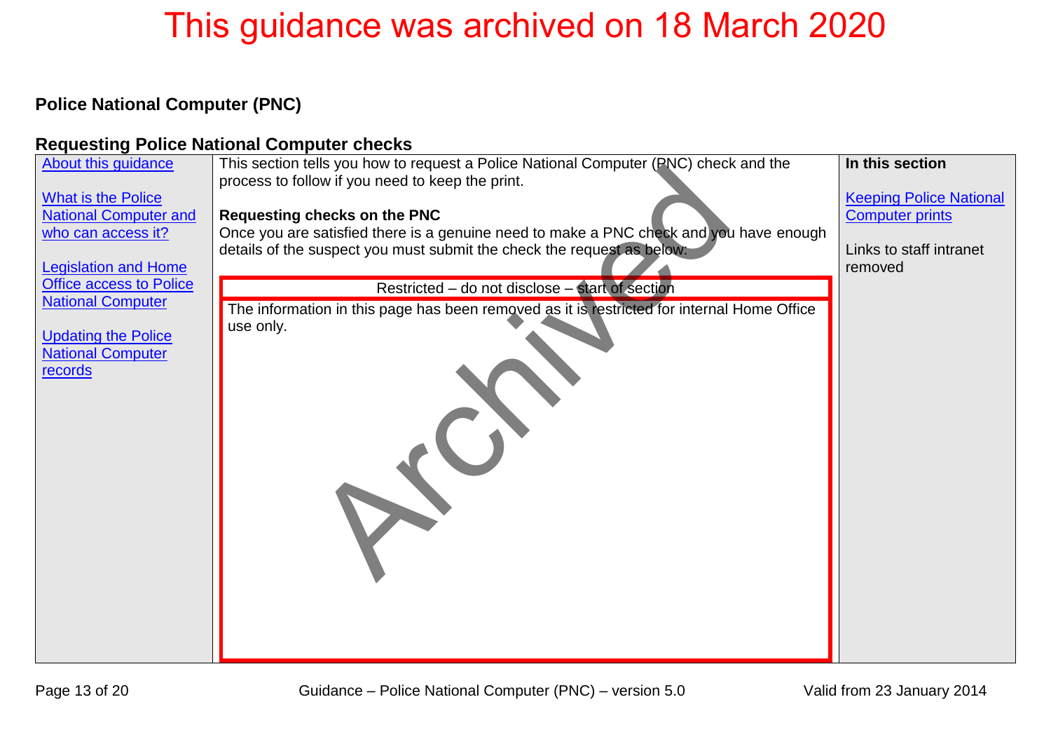This guidance was archived on 18 March 2020

## Police National Computer (PNC)

### Requesting Police National Computer checks

About this guidance

What is the Police National Computer and who can access it?

Legislation and Home Office access to Police National Computer

Updating the Police National Computer records

This section tells you how to request a Police National Computer (PNC) check and the process to follow if you need to keep the print.

**Requesting checks on the PNC**

Once you are satisfied there is a genuine need to make a PNC check and you have enough details of the suspect you must submit the check the request as below:

Restricted – do not disclose – start of section

The information in this page has been removed as it is restricted for internal Home Office use only.

**In this section**

Keeping Police National Computer prints

Links to staff intranet removed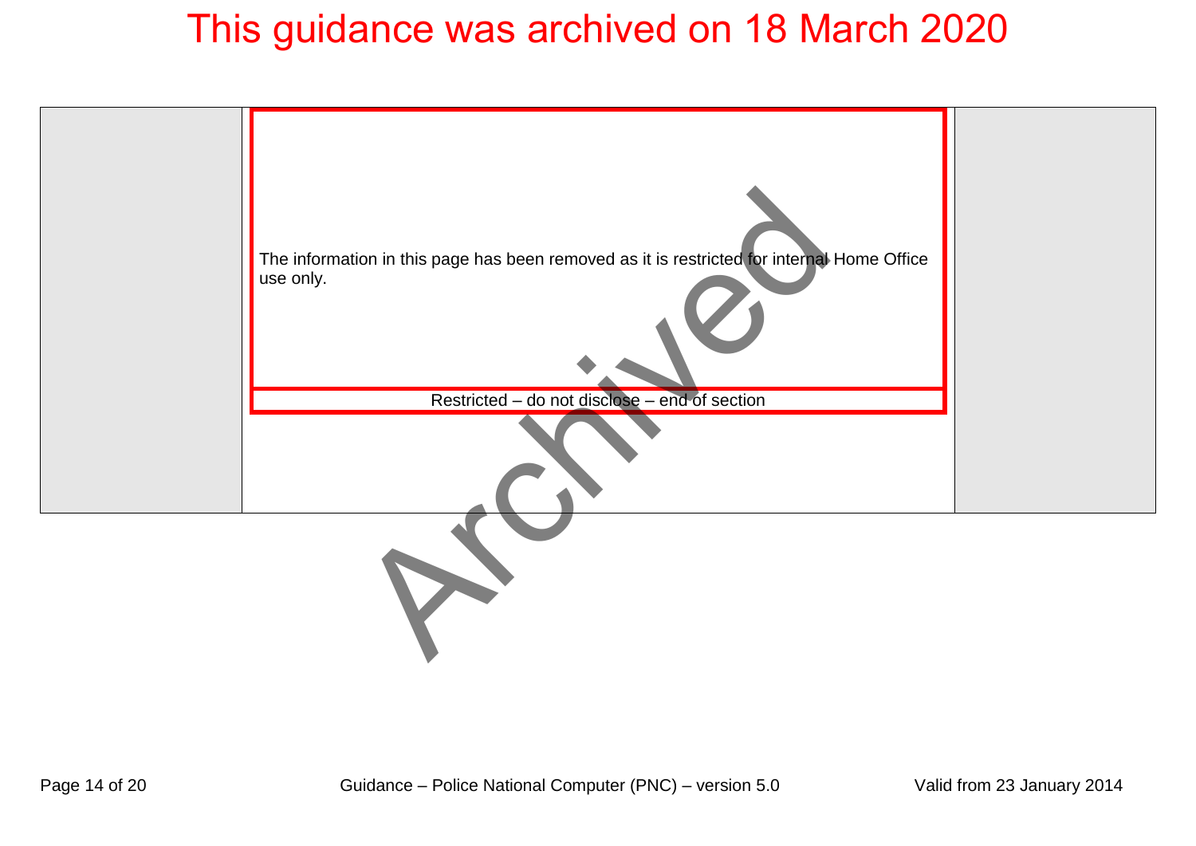This guidance was archived on 18 March 2020

The information in this page has been removed as it is restricted for internal Home Office use only.

Restricted – do not disclose – end of section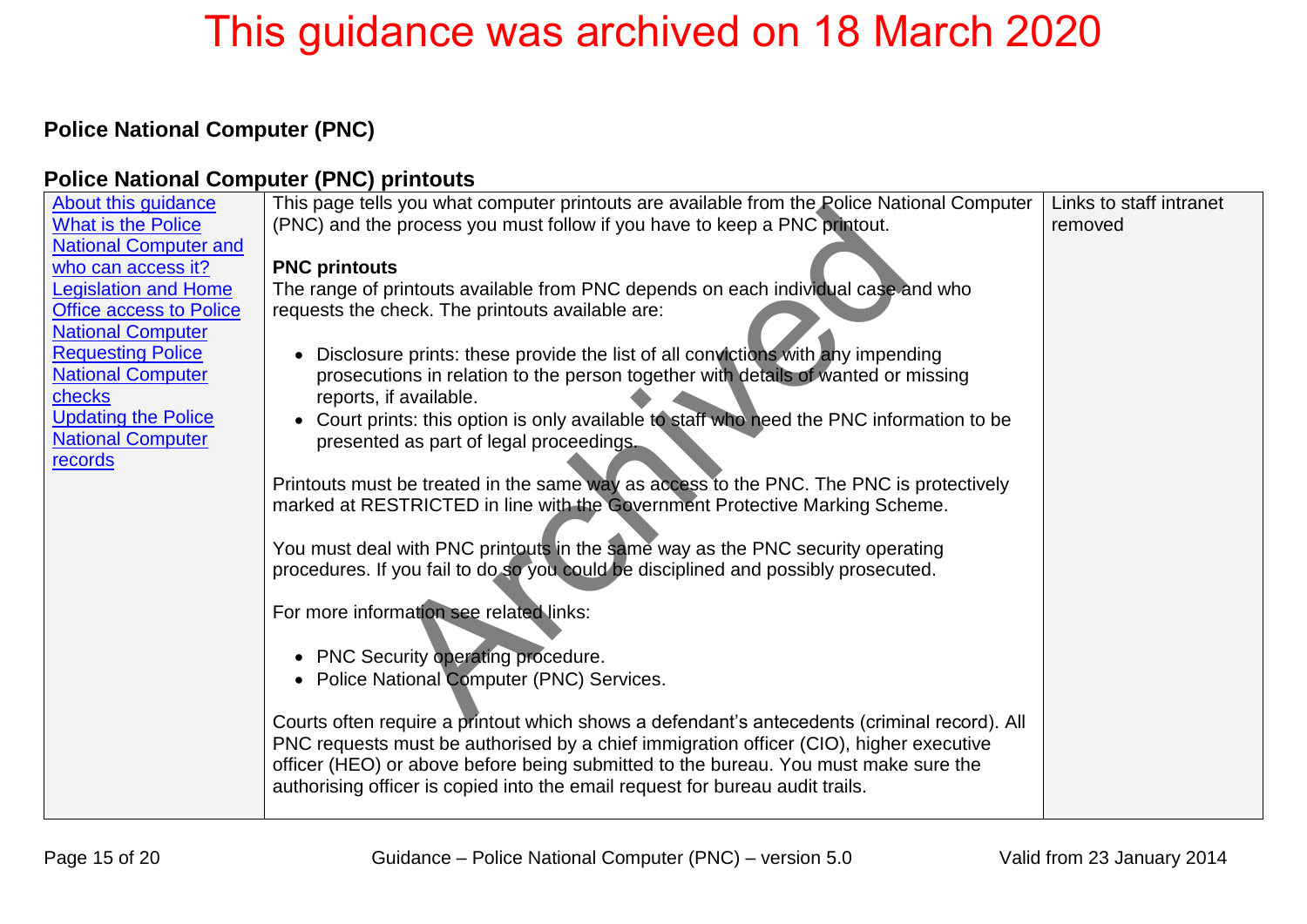This guidance was archived on 18 March 2020

## Police National Computer (PNC)

### Police National Computer (PNC) printouts

| | | |
|---|---|---|
| About this guidance<br>What is the Police National Computer and who can access it?<br>Legislation and Home Office access to Police National Computer<br>Requesting Police National Computer checks<br>Updating the Police National Computer records | This page tells you what computer printouts are available from the Police National Computer (PNC) and the process you must follow if you have to keep a PNC printout.<br><br>**PNC printouts**<br>The range of printouts available from PNC depends on each individual case and who requests the check. The printouts available are:<br><br>• Disclosure prints: these provide the list of all convictions with any impending prosecutions in relation to the person together with details of wanted or missing reports, if available.<br>• Court prints: this option is only available to staff who need the PNC information to be presented as part of legal proceedings.<br><br>Printouts must be treated in the same way as access to the PNC. The PNC is protectively marked at RESTRICTED in line with the Government Protective Marking Scheme.<br><br>You must deal with PNC printouts in the same way as the PNC security operating procedures. If you fail to do so you could be disciplined and possibly prosecuted.<br><br>For more information see related links:<br><br>• PNC Security operating procedure.<br>• Police National Computer (PNC) Services.<br><br>Courts often require a printout which shows a defendant's antecedents (criminal record). All PNC requests must be authorised by a chief immigration officer (CIO), higher executive officer (HEO) or above before being submitted to the bureau. You must make sure the authorising officer is copied into the email request for bureau audit trails. | Links to staff intranet removed |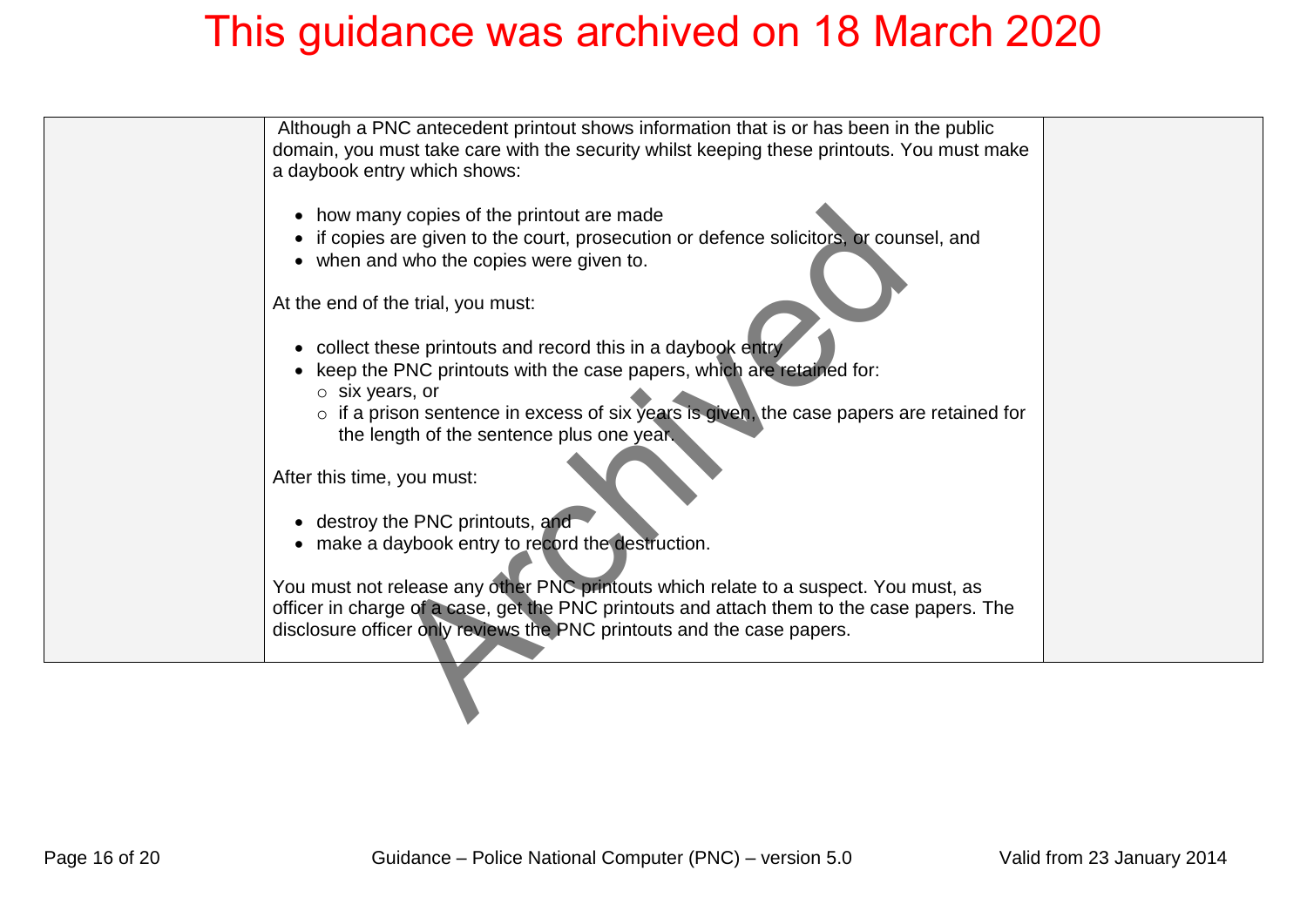This guidance was archived on 18 March 2020

| | | |
|---|---|---|
| | Although a PNC antecedent printout shows information that is or has been in the public domain, you must take care with the security whilst keeping these printouts. You must make a daybook entry which shows:<br><br>• how many copies of the printout are made<br>• if copies are given to the court, prosecution or defence solicitors, or counsel, and<br>• when and who the copies were given to.<br><br>At the end of the trial, you must:<br><br>• collect these printouts and record this in a daybook entry<br>• keep the PNC printouts with the case papers, which are retained for:<br>&nbsp;&nbsp;&nbsp;&nbsp;○ six years, or<br>&nbsp;&nbsp;&nbsp;&nbsp;○ if a prison sentence in excess of six years is given, the case papers are retained for the length of the sentence plus one year.<br><br>After this time, you must:<br><br>• destroy the PNC printouts, and<br>• make a daybook entry to record the destruction.<br><br>You must not release any other PNC printouts which relate to a suspect. You must, as officer in charge of a case, get the PNC printouts and attach them to the case papers. The disclosure officer only reviews the PNC printouts and the case papers. | |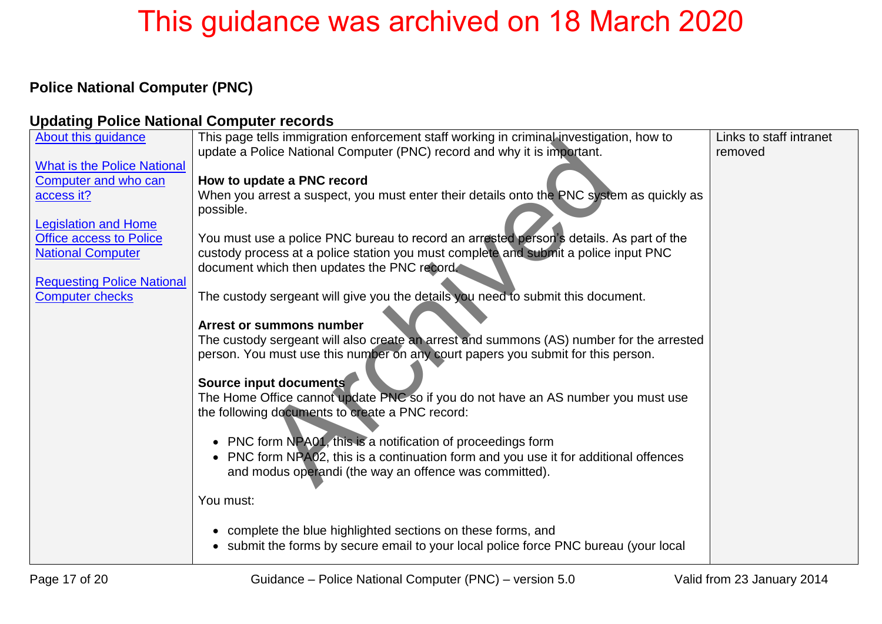This guidance was archived on 18 March 2020

## Police National Computer (PNC)

### Updating Police National Computer records

| | | |
|---|---|---|
| [About this guidance](#)<br><br>[What is the Police National Computer and who can access it?](#)<br><br>[Legislation and Home Office access to Police National Computer](#)<br><br>[Requesting Police National Computer checks](#) | This page tells immigration enforcement staff working in criminal investigation, how to update a Police National Computer (PNC) record and why it is important.<br><br>**How to update a PNC record**<br>When you arrest a suspect, you must enter their details onto the PNC system as quickly as possible.<br><br>You must use a police PNC bureau to record an arrested person's details. As part of the custody process at a police station you must complete and submit a police input PNC document which then updates the PNC record.<br><br>The custody sergeant will give you the details you need to submit this document.<br><br>**Arrest or summons number**<br>The custody sergeant will also create an arrest and summons (AS) number for the arrested person. You must use this number on any court papers you submit for this person.<br><br>**Source input documents**<br>The Home Office cannot update PNC so if you do not have an AS number you must use the following documents to create a PNC record:<br><br>• PNC form NPA01, this is a notification of proceedings form<br>• PNC form NPA02, this is a continuation form and you use it for additional offences and modus operandi (the way an offence was committed).<br><br>You must:<br><br>• complete the blue highlighted sections on these forms, and<br>• submit the forms by secure email to your local police force PNC bureau (your local | Links to staff intranet removed |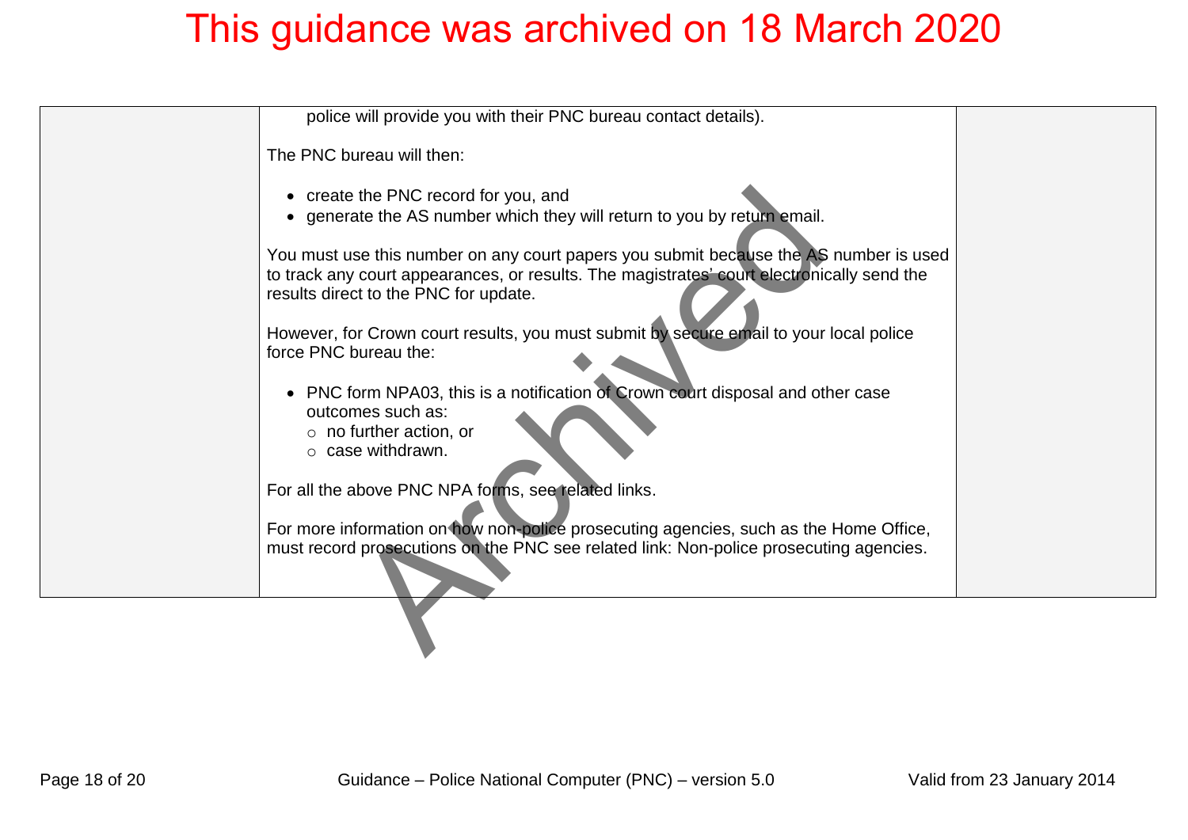This guidance was archived on 18 March 2020

police will provide you with their PNC bureau contact details).

The PNC bureau will then:

- create the PNC record for you, and
- generate the AS number which they will return to you by return email.

You must use this number on any court papers you submit because the AS number is used to track any court appearances, or results. The magistrates' court electronically send the results direct to the PNC for update.

However, for Crown court results, you must submit by secure email to your local police force PNC bureau the:

- PNC form NPA03, this is a notification of Crown court disposal and other case outcomes such as:
  - no further action, or
  - case withdrawn.

For all the above PNC NPA forms, see related links.

For more information on how non-police prosecuting agencies, such as the Home Office, must record prosecutions on the PNC see related link: Non-police prosecuting agencies.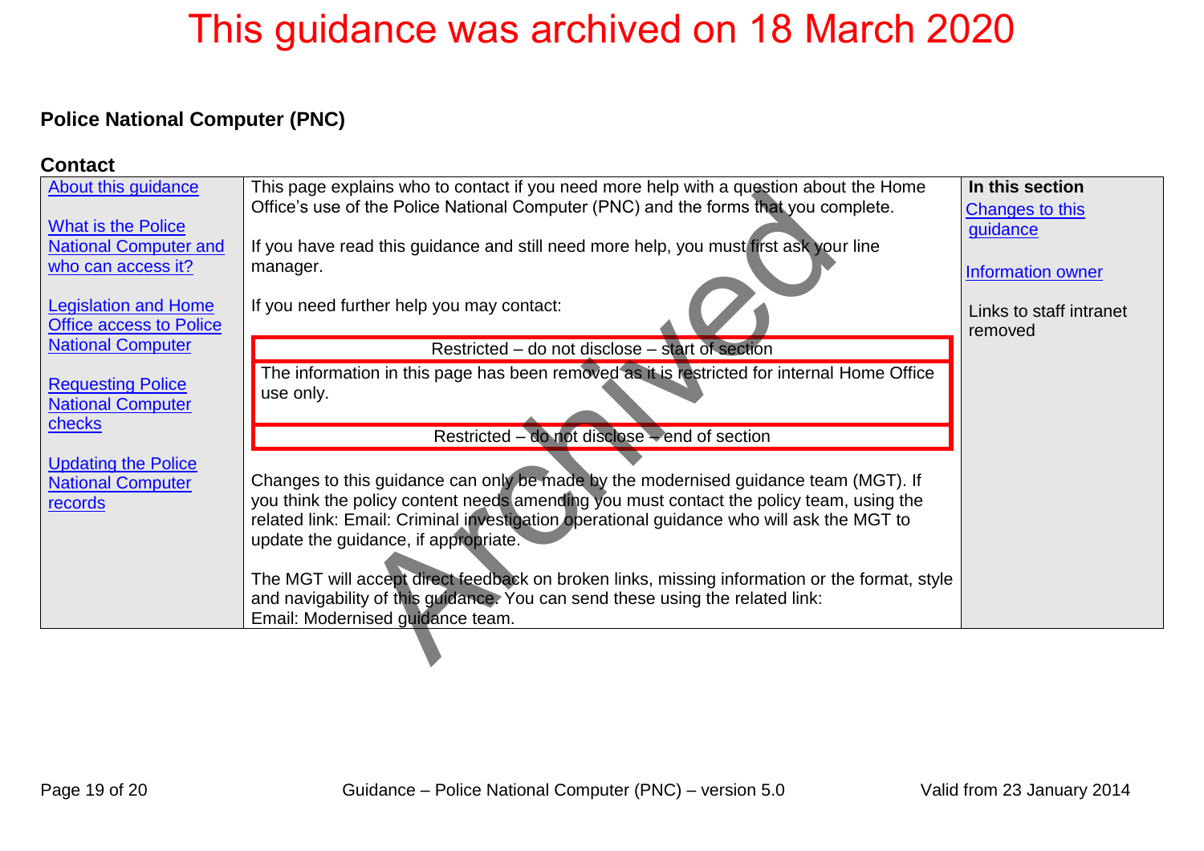This guidance was archived on 18 March 2020

## Police National Computer (PNC)

### Contact

| | | |
|---|---|---|
| About this guidance<br><br>What is the Police National Computer and who can access it?<br><br>Legislation and Home Office access to Police National Computer<br><br>Requesting Police National Computer checks<br><br>Updating the Police National Computer records | This page explains who to contact if you need more help with a question about the Home Office's use of the Police National Computer (PNC) and the forms that you complete.<br><br>If you have read this guidance and still need more help, you must first ask your line manager.<br><br>If you need further help you may contact:<br><br>Restricted – do not disclose – start of section<br><br>The information in this page has been removed as it is restricted for internal Home Office use only.<br><br>Restricted – do not disclose – end of section<br><br>Changes to this guidance can only be made by the modernised guidance team (MGT). If you think the policy content needs amending you must contact the policy team, using the related link: Email: Criminal investigation operational guidance who will ask the MGT to update the guidance, if appropriate.<br><br>The MGT will accept direct feedback on broken links, missing information or the format, style and navigability of this guidance. You can send these using the related link: Email: Modernised guidance team. | **In this section**<br>Changes to this guidance<br><br>Information owner<br><br>Links to staff intranet removed |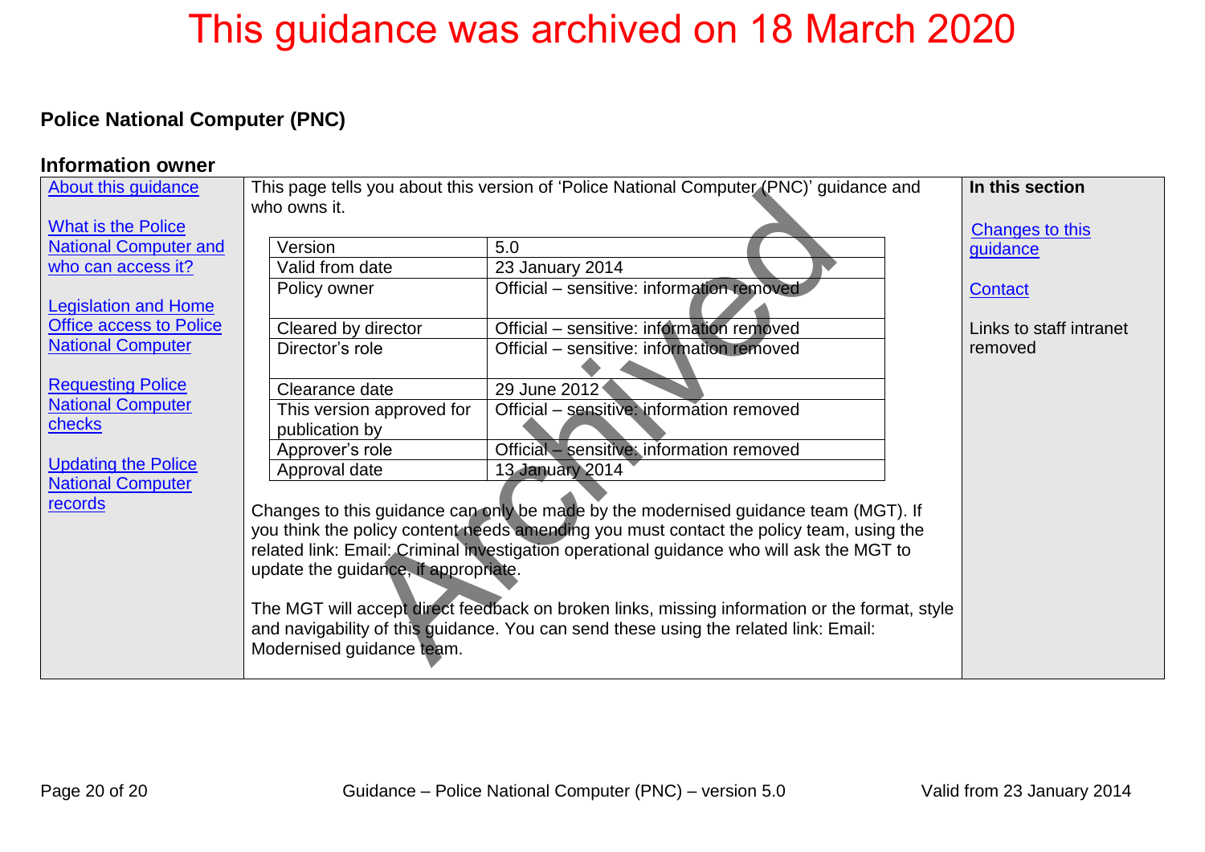This guidance was archived on 18 March 2020

**Police National Computer (PNC)**

## Information owner

About this guidance

What is the Police National Computer and who can access it?

Legislation and Home Office access to Police National Computer

Requesting Police National Computer checks

Updating the Police National Computer records

This page tells you about this version of 'Police National Computer (PNC)' guidance and who owns it.

| | |
|---|---|
| Version | 5.0 |
| Valid from date | 23 January 2014 |
| Policy owner | Official – sensitive: information removed |
| Cleared by director | Official – sensitive: information removed |
| Director's role | Official – sensitive: information removed |
| Clearance date | 29 June 2012 |
| This version approved for publication by | Official – sensitive: information removed |
| Approver's role | Official – sensitive: information removed |
| Approval date | 13 January 2014 |

Changes to this guidance can only be made by the modernised guidance team (MGT). If you think the policy content needs amending you must contact the policy team, using the related link: Email: Criminal investigation operational guidance who will ask the MGT to update the guidance, if appropriate.

The MGT will accept direct feedback on broken links, missing information or the format, style and navigability of this guidance. You can send these using the related link: Email: Modernised guidance team.

**In this section**

Changes to this guidance

Contact

Links to staff intranet removed

Archived